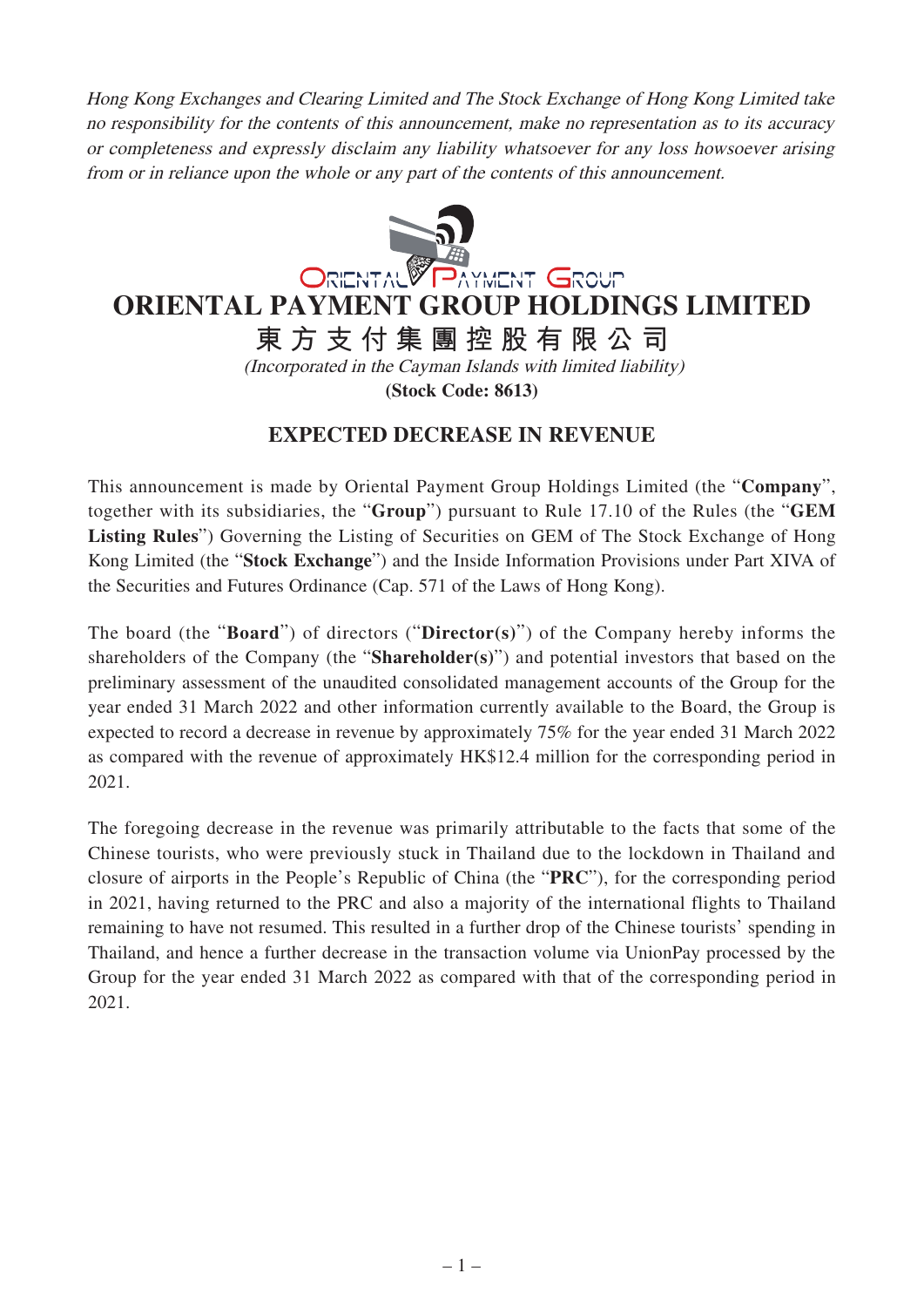*Hong Kong Exchanges and Clearing Limited and The Stock Exchange of Hong Kong Limited take no responsibility for the contents of this announcement, make no representation as to its accuracy or completeness and expressly disclaim any liability whatsoever for any loss howsoever arising from or in reliance upon the whole or any part of the contents of this announcement.*

# ORIENTAL PAYMENT GROUP HOLDINGS LIMITED

# 東方支付集團控股有限公司

*(Incorporated in the Cayman Islands with limited liability)*

**(Stock Code: 8613)**

## EXPECTED DECREASE IN REVENUE

This announcement is made by Oriental Payment Group Holdings Limited (the "**Company**", together with its subsidiaries, the "**Group**") pursuant to Rule 17.10 of the Rules (the "**GEM Listing Rules**") Governing the Listing of Securities on GEM of The Stock Exchange of Hong Kong Limited (the "**Stock Exchange**") and the Inside Information Provisions under Part XIVA of the Securities and Futures Ordinance (Cap. 571 of the Laws of Hong Kong).

The board (the "**Board**") of directors ("**Director(s)**") of the Company hereby informs the shareholders of the Company (the "**Shareholder(s)**") and potential investors that based on the preliminary assessment of the unaudited consolidated management accounts of the Group for the year ended 31 March 2022 and other information currently available to the Board, the Group is expected to record a decrease in revenue by approximately 75% for the year ended 31 March 2022 as compared with the revenue of approximately HK$12.4 million for the corresponding period in 2021.

The foregoing decrease in the revenue was primarily attributable to the facts that some of the Chinese tourists, who were previously stuck in Thailand due to the lockdown in Thailand and closure of airports in the People's Republic of China (the "**PRC**"), for the corresponding period in 2021, having returned to the PRC and also a majority of the international flights to Thailand remaining to have not resumed. This resulted in a further drop of the Chinese tourists' spending in Thailand, and hence a further decrease in the transaction volume via UnionPay processed by the Group for the year ended 31 March 2022 as compared with that of the corresponding period in 2021.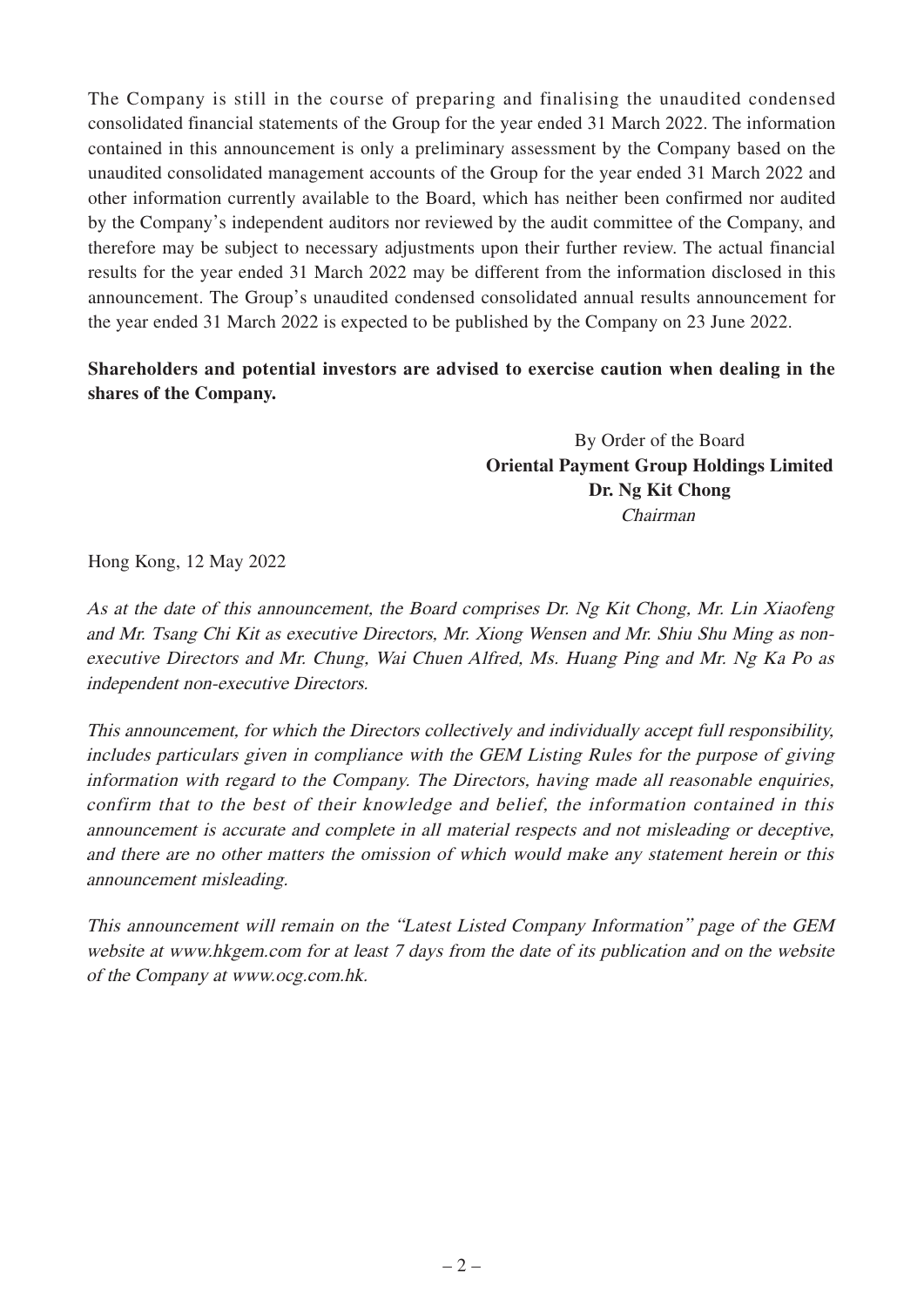The Company is still in the course of preparing and finalising the unaudited condensed consolidated financial statements of the Group for the year ended 31 March 2022. The information contained in this announcement is only a preliminary assessment by the Company based on the unaudited consolidated management accounts of the Group for the year ended 31 March 2022 and other information currently available to the Board, which has neither been confirmed nor audited by the Company's independent auditors nor reviewed by the audit committee of the Company, and therefore may be subject to necessary adjustments upon their further review. The actual financial results for the year ended 31 March 2022 may be different from the information disclosed in this announcement. The Group's unaudited condensed consolidated annual results announcement for the year ended 31 March 2022 is expected to be published by the Company on 23 June 2022.

**Shareholders and potential investors are advised to exercise caution when dealing in the shares of the Company.**

By Order of the Board
**Oriental Payment Group Holdings Limited**
**Dr. Ng Kit Chong**
*Chairman*

Hong Kong, 12 May 2022

*As at the date of this announcement, the Board comprises Dr. Ng Kit Chong, Mr. Lin Xiaofeng and Mr. Tsang Chi Kit as executive Directors, Mr. Xiong Wensen and Mr. Shiu Shu Ming as non-executive Directors and Mr. Chung, Wai Chuen Alfred, Ms. Huang Ping and Mr. Ng Ka Po as independent non-executive Directors.*

*This announcement, for which the Directors collectively and individually accept full responsibility, includes particulars given in compliance with the GEM Listing Rules for the purpose of giving information with regard to the Company. The Directors, having made all reasonable enquiries, confirm that to the best of their knowledge and belief, the information contained in this announcement is accurate and complete in all material respects and not misleading or deceptive, and there are no other matters the omission of which would make any statement herein or this announcement misleading.*

*This announcement will remain on the "Latest Listed Company Information" page of the GEM website at www.hkgem.com for at least 7 days from the date of its publication and on the website of the Company at www.ocg.com.hk.*